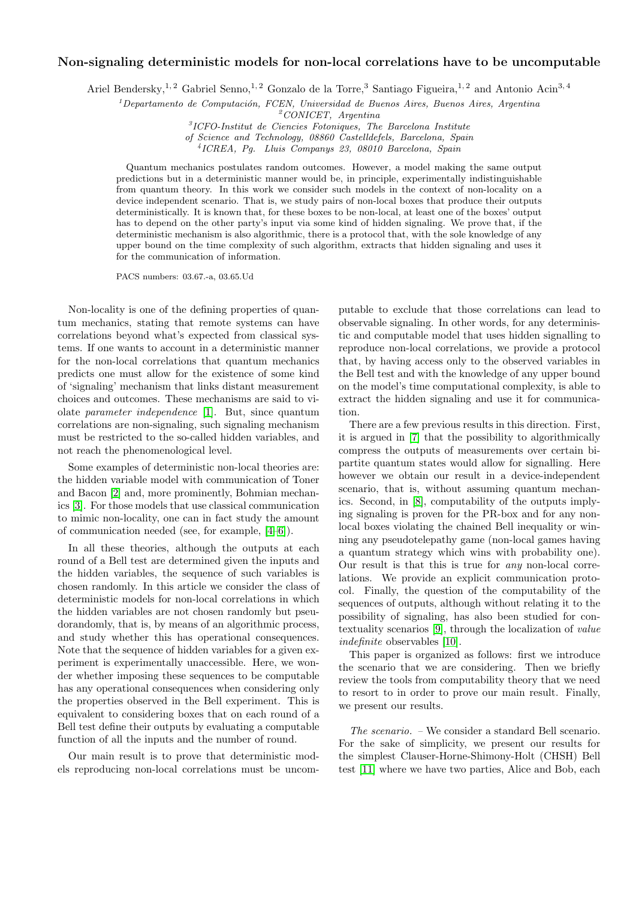# Non-signaling deterministic models for non-local correlations have to be uncomputable

Ariel Bendersky,[1,2] Gabriel Senno,[1,2] Gonzalo de la Torre,[3] Santiago Figueira,[1,2] and Antonio Acin[3,4]

[1]Departamento de Computación, FCEN, Universidad de Buenos Aires, Buenos Aires, Argentina
[2]CONICET, Argentina
[3]ICFO-Institut de Ciencies Fotoniques, The Barcelona Institute of Science and Technology, 08860 Castelldefels, Barcelona, Spain
[4]ICREA, Pg. Lluis Companys 23, 08010 Barcelona, Spain

Quantum mechanics postulates random outcomes. However, a model making the same output predictions but in a deterministic manner would be, in principle, experimentally indistinguishable from quantum theory. In this work we consider such models in the context of non-locality on a device independent scenario. That is, we study pairs of non-local boxes that produce their outputs deterministically. It is known that, for these boxes to be non-local, at least one of the boxes' output has to depend on the other party's input via some kind of hidden signaling. We prove that, if the deterministic mechanism is also algorithmic, there is a protocol that, with the sole knowledge of any upper bound on the time complexity of such algorithm, extracts that hidden signaling and uses it for the communication of information.

PACS numbers: 03.67.-a, 03.65.Ud

Non-locality is one of the defining properties of quantum mechanics, stating that remote systems can have correlations beyond what's expected from classical systems. If one wants to account in a deterministic manner for the non-local correlations that quantum mechanics predicts one must allow for the existence of some kind of 'signaling' mechanism that links distant measurement choices and outcomes. These mechanisms are said to violate *parameter independence* [1]. But, since quantum correlations are non-signaling, such signaling mechanism must be restricted to the so-called hidden variables, and not reach the phenomenological level.

Some examples of deterministic non-local theories are: the hidden variable model with communication of Toner and Bacon [2] and, more prominently, Bohmian mechanics [3]. For those models that use classical communication to mimic non-locality, one can in fact study the amount of communication needed (see, for example, [4–6]).

In all these theories, although the outputs at each round of a Bell test are determined given the inputs and the hidden variables, the sequence of such variables is chosen randomly. In this article we consider the class of deterministic models for non-local correlations in which the hidden variables are not chosen randomly but pseudorandomly, that is, by means of an algorithmic process, and study whether this has operational consequences. Note that the sequence of hidden variables for a given experiment is experimentally unaccessible. Here, we wonder whether imposing these sequences to be computable has any operational consequences when considering only the properties observed in the Bell experiment. This is equivalent to considering boxes that on each round of a Bell test define their outputs by evaluating a computable function of all the inputs and the number of round.

Our main result is to prove that deterministic models reproducing non-local correlations must be uncomputable to exclude that those correlations can lead to observable signaling. In other words, for any deterministic and computable model that uses hidden signalling to reproduce non-local correlations, we provide a protocol that, by having access only to the observed variables in the Bell test and with the knowledge of any upper bound on the model's time computational complexity, is able to extract the hidden signaling and use it for communication.

There are a few previous results in this direction. First, it is argued in [7] that the possibility to algorithmically compress the outputs of measurements over certain bipartite quantum states would allow for signalling. Here however we obtain our result in a device-independent scenario, that is, without assuming quantum mechanics. Second, in [8], computability of the outputs implying signaling is proven for the PR-box and for any non-local boxes violating the chained Bell inequality or winning any pseudotelepathy game (non-local games having a quantum strategy which wins with probability one). Our result is that this is true for *any* non-local correlations. We provide an explicit communication protocol. Finally, the question of the computability of the sequences of outputs, although without relating it to the possibility of signaling, has also been studied for contextuality scenarios [9], through the localization of *value indefinite* observables [10].

This paper is organized as follows: first we introduce the scenario that we are considering. Then we briefly review the tools from computability theory that we need to resort to in order to prove our main result. Finally, we present our results.

*The scenario.* – We consider a standard Bell scenario. For the sake of simplicity, we present our results for the simplest Clauser-Horne-Shimony-Holt (CHSH) Bell test [11] where we have two parties, Alice and Bob, each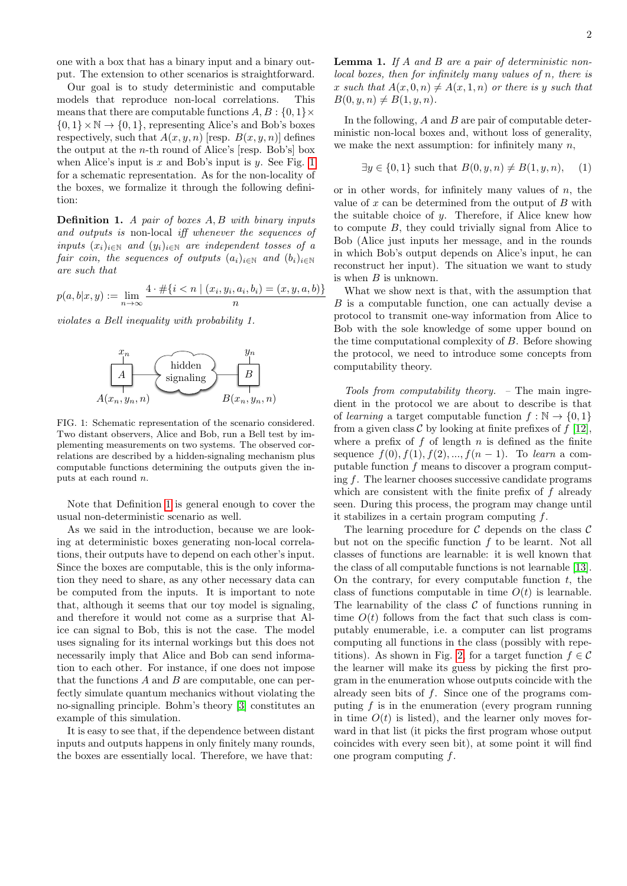one with a box that has a binary input and a binary output. The extension to other scenarios is straightforward.

Our goal is to study deterministic and computable models that reproduce non-local correlations. This means that there are computable functions $A, B : \{0,1\} \times \{0,1\} \times \mathbb{N} \to \{0,1\}$, representing Alice's and Bob's boxes respectively, such that $A(x, y, n)$ [resp. $B(x, y, n)$] defines the output at the $n$-th round of Alice's [resp. Bob's] box when Alice's input is $x$ and Bob's input is $y$. See Fig. 1 for a schematic representation. As for the non-locality of the boxes, we formalize it through the following definition:

**Definition 1.** *A pair of boxes $A, B$ with binary inputs and outputs is* non-local *iff whenever the sequences of inputs $(x_i)_{i\in\mathbb{N}}$ and $(y_i)_{i\in\mathbb{N}}$ are independent tosses of a fair coin, the sequences of outputs $(a_i)_{i\in\mathbb{N}}$ and $(b_i)_{i\in\mathbb{N}}$ are such that*

$$p(a, b|x, y) := \lim_{n\to\infty} \frac{4 \cdot \#\{i < n \mid (x_i, y_i, a_i, b_i) = (x, y, a, b)\}}{n}$$

*violates a Bell inequality with probability 1.*

$x_n$ $y_n$
$A$ hidden signaling $B$
$A(x_n, y_n, n)$ $B(x_n, y_n, n)$

FIG. 1: Schematic representation of the scenario considered. Two distant observers, Alice and Bob, run a Bell test by implementing measurements on two systems. The observed correlations are described by a hidden-signaling mechanism plus computable functions determining the outputs given the inputs at each round $n$.

Note that Definition 1 is general enough to cover the usual non-deterministic scenario as well.

As we said in the introduction, because we are looking at deterministic boxes generating non-local correlations, their outputs have to depend on each other's input. Since the boxes are computable, this is the only information they need to share, as any other necessary data can be computed from the inputs. It is important to note that, although it seems that our toy model is signaling, and therefore it would not come as a surprise that Alice can signal to Bob, this is not the case. The model uses signaling for its internal workings but this does not necessarily imply that Alice and Bob can send information to each other. For instance, if one does not impose that the functions $A$ and $B$ are computable, one can perfectly simulate quantum mechanics without violating the no-signalling principle. Bohm's theory [3] constitutes an example of this simulation.

It is easy to see that, if the dependence between distant inputs and outputs happens in only finitely many rounds, the boxes are essentially local. Therefore, we have that:

**Lemma 1.** *If $A$ and $B$ are a pair of deterministic non-local boxes, then for infinitely many values of $n$, there is $x$ such that $A(x, 0, n) \neq A(x, 1, n)$ or there is $y$ such that $B(0, y, n) \neq B(1, y, n)$.*

In the following, $A$ and $B$ are pair of computable deterministic non-local boxes and, without loss of generality, we make the next assumption: for infinitely many $n$,

$$\exists y \in \{0,1\} \text{ such that } B(0, y, n) \neq B(1, y, n), \quad (1)$$

or in other words, for infinitely many values of $n$, the value of $x$ can be determined from the output of $B$ with the suitable choice of $y$. Therefore, if Alice knew how to compute $B$, they could trivially signal from Alice to Bob (Alice just inputs her message, and in the rounds in which Bob's output depends on Alice's input, he can reconstruct her input). The situation we want to study is when $B$ is unknown.

What we show next is that, with the assumption that $B$ is a computable function, one can actually devise a protocol to transmit one-way information from Alice to Bob with the sole knowledge of some upper bound on the time computational complexity of $B$. Before showing the protocol, we need to introduce some concepts from computability theory.

*Tools from computability theory.* – The main ingredient in the protocol we are about to describe is that of *learning* a target computable function $f : \mathbb{N} \to \{0,1\}$ from a given class $\mathcal{C}$ by looking at finite prefixes of $f$ [12], where a prefix of $f$ of length $n$ is defined as the finite sequence $f(0), f(1), f(2), ..., f(n-1)$. To *learn* a computable function $f$ means to discover a program computing $f$. The learner chooses successive candidate programs which are consistent with the finite prefix of $f$ already seen. During this process, the program may change until it stabilizes in a certain program computing $f$.

The learning procedure for $\mathcal{C}$ depends on the class $\mathcal{C}$ but not on the specific function $f$ to be learnt. Not all classes of functions are learnable: it is well known that the class of all computable functions is not learnable [13]. On the contrary, for every computable function $t$, the class of functions computable in time $O(t)$ is learnable. The learnability of the class $\mathcal{C}$ of functions running in time $O(t)$ follows from the fact that such class is computably enumerable, i.e. a computer can list programs computing all functions in the class (possibly with repetitions). As shown in Fig. 2, for a target function $f \in \mathcal{C}$ the learner will make its guess by picking the first program in the enumeration whose outputs coincide with the already seen bits of $f$. Since one of the programs computing $f$ is in the enumeration (every program running in time $O(t)$ is listed), and the learner only moves forward in that list (it picks the first program whose output coincides with every seen bit), at some point it will find one program computing $f$.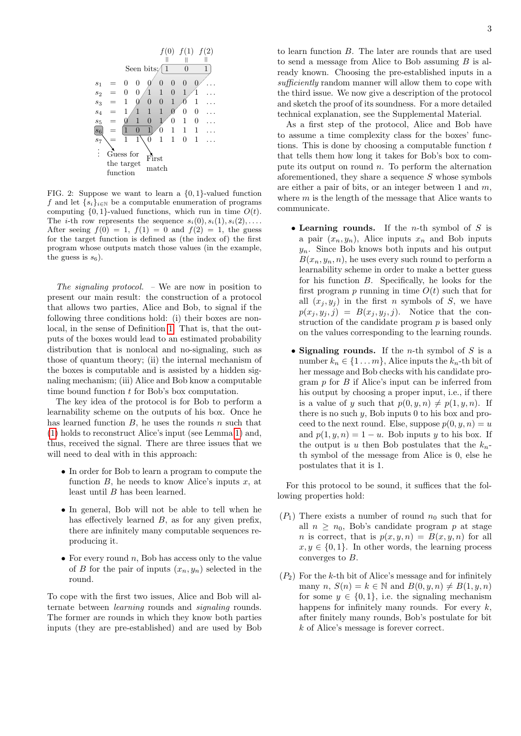$f(0)$ $f(1)$ $f(2)$

Seen bits: 1 0 1

$s_1$ = 0 0 0 0 0 0 0 ...

$s_2$ = 0 0 1 1 0 1 1 ...

$s_3$ = 1 0 0 0 1 0 1 ...

$s_4$ = 1 1 1 1 0 0 0 ...

$s_5$ = 0 1 0 1 0 1 0 ...

$s_6$ = 1 0 1 0 1 1 1 ...

$s_7$ = 1 1 0 1 1 0 1 ...

Guess for the target function

First match

FIG. 2: Suppose we want to learn a $\{0,1\}$-valued function $f$ and let $\{s_i\}_{i\in\mathbb{N}}$ be a computable enumeration of programs computing $\{0,1\}$-valued functions, which run in time $O(t)$. The $i$-th row represents the sequence $s_i(0), s_i(1), s_i(2), \ldots$. After seeing $f(0) = 1$, $f(1) = 0$ and $f(2) = 1$, the guess for the target function is defined as (the index of) the first program whose outputs match those values (in the example, the guess is $s_6$).

*The signaling protocol.* – We are now in position to present our main result: the construction of a protocol that allows two parties, Alice and Bob, to signal if the following three conditions hold: (i) their boxes are nonlocal, in the sense of Definition 1. That is, that the outputs of the boxes would lead to an estimated probability distribution that is nonlocal and no-signaling, such as those of quantum theory; (ii) the internal mechanism of the boxes is computable and is assisted by a hidden signaling mechanism; (iii) Alice and Bob know a computable time bound function $t$ for Bob's box computation.

The key idea of the protocol is for Bob to perform a learnability scheme on the outputs of his box. Once he has learned function $B$, he uses the rounds $n$ such that (1) holds to reconstruct Alice's input (see Lemma 1) and, thus, received the signal. There are three issues that we will need to deal with in this approach:

- In order for Bob to learn a program to compute the function $B$, he needs to know Alice's inputs $x$, at least until $B$ has been learned.
- In general, Bob will not be able to tell when he has effectively learned $B$, as for any given prefix, there are infinitely many computable sequences reproducing it.
- For every round $n$, Bob has access only to the value of $B$ for the pair of inputs $(x_n, y_n)$ selected in the round.

To cope with the first two issues, Alice and Bob will alternate between *learning* rounds and *signaling* rounds. The former are rounds in which they know both parties inputs (they are pre-established) and are used by Bob to learn function $B$. The later are rounds that are used to send a message from Alice to Bob assuming $B$ is already known. Choosing the pre-established inputs in a *sufficiently* random manner will allow them to cope with the third issue. We now give a description of the protocol and sketch the proof of its soundness. For a more detailed technical explanation, see the Supplemental Material.

As a first step of the protocol, Alice and Bob have to assume a time complexity class for the boxes' functions. This is done by choosing a computable function $t$ that tells them how long it takes for Bob's box to compute its output on round $n$. To perform the alternation aforementioned, they share a sequence $S$ whose symbols are either a pair of bits, or an integer between 1 and $m$, where $m$ is the length of the message that Alice wants to communicate.

- **Learning rounds.** If the $n$-th symbol of $S$ is a pair $(x_n, y_n)$, Alice inputs $x_n$ and Bob inputs $y_n$. Since Bob knows both inputs and his output $B(x_n, y_n, n)$, he uses every such round to perform a learnability scheme in order to make a better guess for his function $B$. Specifically, he looks for the first program $p$ running in time $O(t)$ such that for all $(x_j, y_j)$ in the first $n$ symbols of $S$, we have $p(x_j, y_j, j) = B(x_j, y_j, j)$. Notice that the construction of the candidate program $p$ is based only on the values corresponding to the learning rounds.
- **Signaling rounds.** If the $n$-th symbol of $S$ is a number $k_n \in \{1 \ldots m\}$, Alice inputs the $k_n$-th bit of her message and Bob checks with his candidate program $p$ for $B$ if Alice's input can be inferred from his output by choosing a proper input, i.e., if there is a value of $y$ such that $p(0, y, n) \neq p(1, y, n)$. If there is no such $y$, Bob inputs 0 to his box and proceed to the next round. Else, suppose $p(0, y, n) = u$ and $p(1, y, n) = 1 - u$. Bob inputs $y$ to his box. If the output is $u$ then Bob postulates that the $k_n$-th symbol of the message from Alice is 0, else he postulates that it is 1.

For this protocol to be sound, it suffices that the following properties hold:

($P_1$) There exists a number of round $n_0$ such that for all $n \geq n_0$, Bob's candidate program $p$ at stage $n$ is correct, that is $p(x, y, n) = B(x, y, n)$ for all $x, y \in \{0, 1\}$. In other words, the learning process converges to $B$.

($P_2$) For the $k$-th bit of Alice's message and for infinitely many $n$, $S(n) = k \in \mathbb{N}$ and $B(0, y, n) \neq B(1, y, n)$ for some $y \in \{0, 1\}$, i.e. the signaling mechanism happens for infinitely many rounds. For every $k$, after finitely many rounds, Bob's postulate for bit $k$ of Alice's message is forever correct.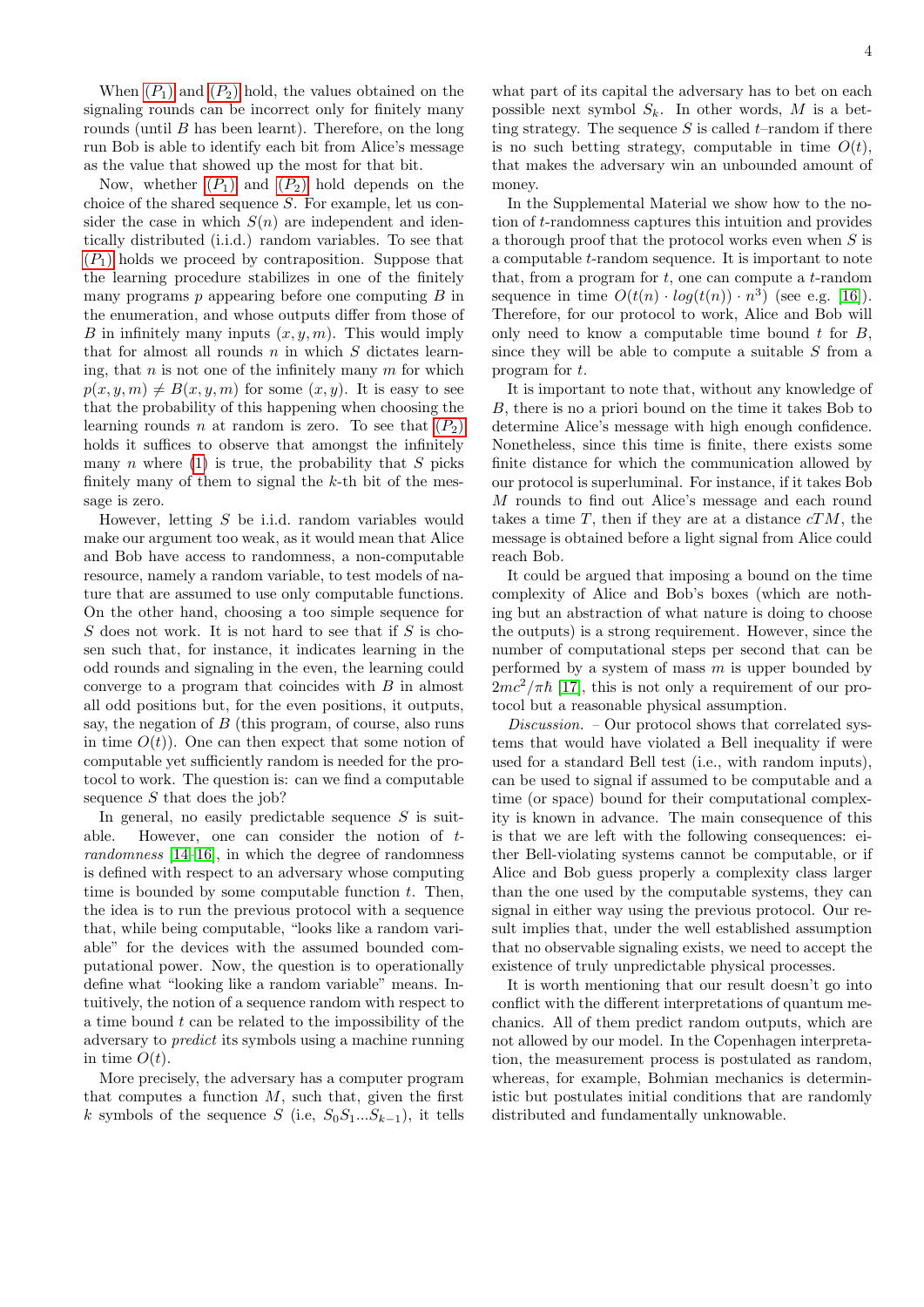When $(P_1)$ and $(P_2)$ hold, the values obtained on the signaling rounds can be incorrect only for finitely many rounds (until $B$ has been learnt). Therefore, on the long run Bob is able to identify each bit from Alice's message as the value that showed up the most for that bit.

Now, whether $(P_1)$ and $(P_2)$ hold depends on the choice of the shared sequence $S$. For example, let us consider the case in which $S(n)$ are independent and identically distributed (i.i.d.) random variables. To see that $(P_1)$ holds we proceed by contraposition. Suppose that the learning procedure stabilizes in one of the finitely many programs $p$ appearing before one computing $B$ in the enumeration, and whose outputs differ from those of $B$ in infinitely many inputs $(x, y, m)$. This would imply that for almost all rounds $n$ in which $S$ dictates learning, that $n$ is not one of the infinitely many $m$ for which $p(x, y, m) \neq B(x, y, m)$ for some $(x, y)$. It is easy to see that the probability of this happening when choosing the learning rounds $n$ at random is zero. To see that $(P_2)$ holds it suffices to observe that amongst the infinitely many $n$ where (1) is true, the probability that $S$ picks finitely many of them to signal the $k$-th bit of the message is zero.

However, letting $S$ be i.i.d. random variables would make our argument too weak, as it would mean that Alice and Bob have access to randomness, a non-computable resource, namely a random variable, to test models of nature that are assumed to use only computable functions. On the other hand, choosing a too simple sequence for $S$ does not work. It is not hard to see that if $S$ is chosen such that, for instance, it indicates learning in the odd rounds and signaling in the even, the learning could converge to a program that coincides with $B$ in almost all odd positions but, for the even positions, it outputs, say, the negation of $B$ (this program, of course, also runs in time $O(t)$). One can then expect that some notion of computable yet sufficiently random is needed for the protocol to work. The question is: can we find a computable sequence $S$ that does the job?

In general, no easily predictable sequence $S$ is suitable. However, one can consider the notion of *t-randomness* [14–16], in which the degree of randomness is defined with respect to an adversary whose computing time is bounded by some computable function $t$. Then, the idea is to run the previous protocol with a sequence that, while being computable, "looks like a random variable" for the devices with the assumed bounded computational power. Now, the question is to operationally define what "looking like a random variable" means. Intuitively, the notion of a sequence random with respect to a time bound $t$ can be related to the impossibility of the adversary to *predict* its symbols using a machine running in time $O(t)$.

More precisely, the adversary has a computer program that computes a function $M$, such that, given the first $k$ symbols of the sequence $S$ (i.e, $S_0S_1...S_{k-1}$), it tells what part of its capital the adversary has to bet on each possible next symbol $S_k$. In other words, $M$ is a betting strategy. The sequence $S$ is called $t$–random if there is no such betting strategy, computable in time $O(t)$, that makes the adversary win an unbounded amount of money.

In the Supplemental Material we show how to the notion of $t$-randomness captures this intuition and provides a thorough proof that the protocol works even when $S$ is a computable $t$-random sequence. It is important to note that, from a program for $t$, one can compute a $t$-random sequence in time $O(t(n) \cdot log(t(n)) \cdot n^3)$ (see e.g. [16]). Therefore, for our protocol to work, Alice and Bob will only need to know a computable time bound $t$ for $B$, since they will be able to compute a suitable $S$ from a program for $T$.

It is important to note that, without any knowledge of $B$, there is no a priori bound on the time it takes Bob to determine Alice's message with high enough confidence. Nonetheless, since this time is finite, there exists some finite distance for which the communication allowed by our protocol is superluminal. For instance, if it takes Bob $M$ rounds to find out Alice's message and each round takes a time $T$, then if they are at a distance $cTM$, the message is obtained before a light signal from Alice could reach Bob.

It could be argued that imposing a bound on the time complexity of Alice and Bob's boxes (which are nothing but an abstraction of what nature is doing to choose the outputs) is a strong requirement. However, since the number of computational steps per second that can be performed by a system of mass $m$ is upper bounded by $2mc^2/\pi\hbar$ [17], this is not only a requirement of our protocol but a reasonable physical assumption.

*Discussion.* – Our protocol shows that correlated systems that would have violated a Bell inequality if were used for a standard Bell test (i.e., with random inputs), can be used to signal if assumed to be computable and a time (or space) bound for their computational complexity is known in advance. The main consequence of this is that we are left with the following consequences: either Bell-violating systems cannot be computable, or if Alice and Bob guess properly a complexity class larger than the one used by the computable systems, they can signal in either way using the previous protocol. Our result implies that, under the well established assumption that no observable signaling exists, we need to accept the existence of truly unpredictable physical processes.

It is worth mentioning that our result doesn't go into conflict with the different interpretations of quantum mechanics. All of them predict random outputs, which are not allowed by our model. In the Copenhagen interpretation, the measurement process is postulated as random, whereas, for example, Bohmian mechanics is deterministic but postulates initial conditions that are randomly distributed and fundamentally unknowable.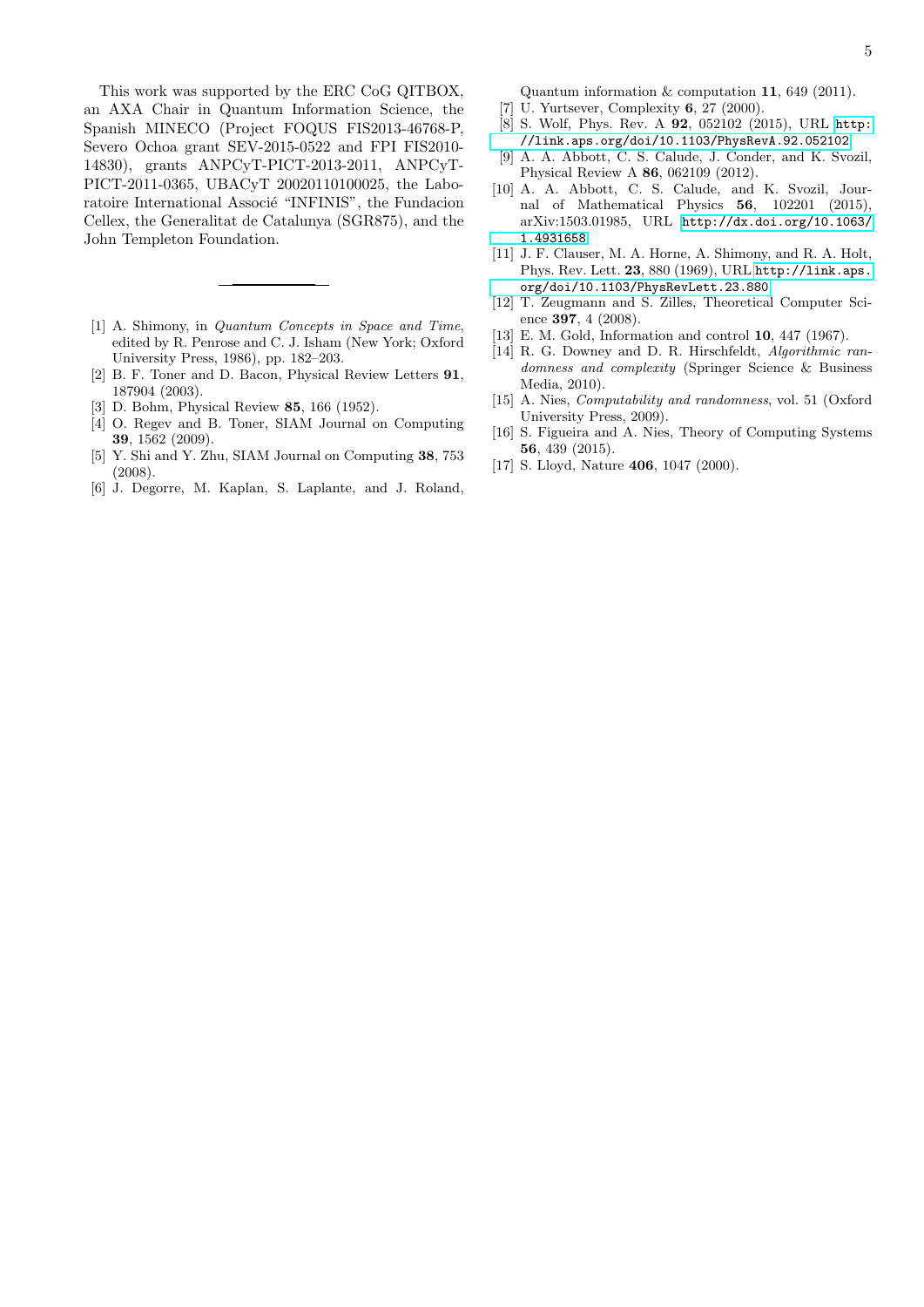This work was supported by the ERC CoG QITBOX, an AXA Chair in Quantum Information Science, the Spanish MINECO (Project FOQUS FIS2013-46768-P, Severo Ochoa grant SEV-2015-0522 and FPI FIS2010-14830), grants ANPCyT-PICT-2013-2011, ANPCyT-PICT-2011-0365, UBACyT 20020110100025, the Laboratoire International Associé "INFINIS", the Fundacion Cellex, the Generalitat de Catalunya (SGR875), and the John Templeton Foundation.

---

[1] A. Shimony, in *Quantum Concepts in Space and Time*, edited by R. Penrose and C. J. Isham (New York; Oxford University Press, 1986), pp. 182–203.

[2] B. F. Toner and D. Bacon, Physical Review Letters **91**, 187904 (2003).

[3] D. Bohm, Physical Review **85**, 166 (1952).

[4] O. Regev and B. Toner, SIAM Journal on Computing **39**, 1562 (2009).

[5] Y. Shi and Y. Zhu, SIAM Journal on Computing **38**, 753 (2008).

[6] J. Degorre, M. Kaplan, S. Laplante, and J. Roland, Quantum information & computation **11**, 649 (2011).

[7] U. Yurtsever, Complexity **6**, 27 (2000).

[8] S. Wolf, Phys. Rev. A **92**, 052102 (2015), URL `http://link.aps.org/doi/10.1103/PhysRevA.92.052102`.

[9] A. A. Abbott, C. S. Calude, J. Conder, and K. Svozil, Physical Review A **86**, 062109 (2012).

[10] A. A. Abbott, C. S. Calude, and K. Svozil, Journal of Mathematical Physics **56**, 102201 (2015), arXiv:1503.01985, URL `http://dx.doi.org/10.1063/1.4931658`.

[11] J. F. Clauser, M. A. Horne, A. Shimony, and R. A. Holt, Phys. Rev. Lett. **23**, 880 (1969), URL `http://link.aps.org/doi/10.1103/PhysRevLett.23.880`.

[12] T. Zeugmann and S. Zilles, Theoretical Computer Science **397**, 4 (2008).

[13] E. M. Gold, Information and control **10**, 447 (1967).

[14] R. G. Downey and D. R. Hirschfeldt, *Algorithmic randomness and complexity* (Springer Science & Business Media, 2010).

[15] A. Nies, *Computability and randomness*, vol. 51 (Oxford University Press, 2009).

[16] S. Figueira and A. Nies, Theory of Computing Systems **56**, 439 (2015).

[17] S. Lloyd, Nature **406**, 1047 (2000).